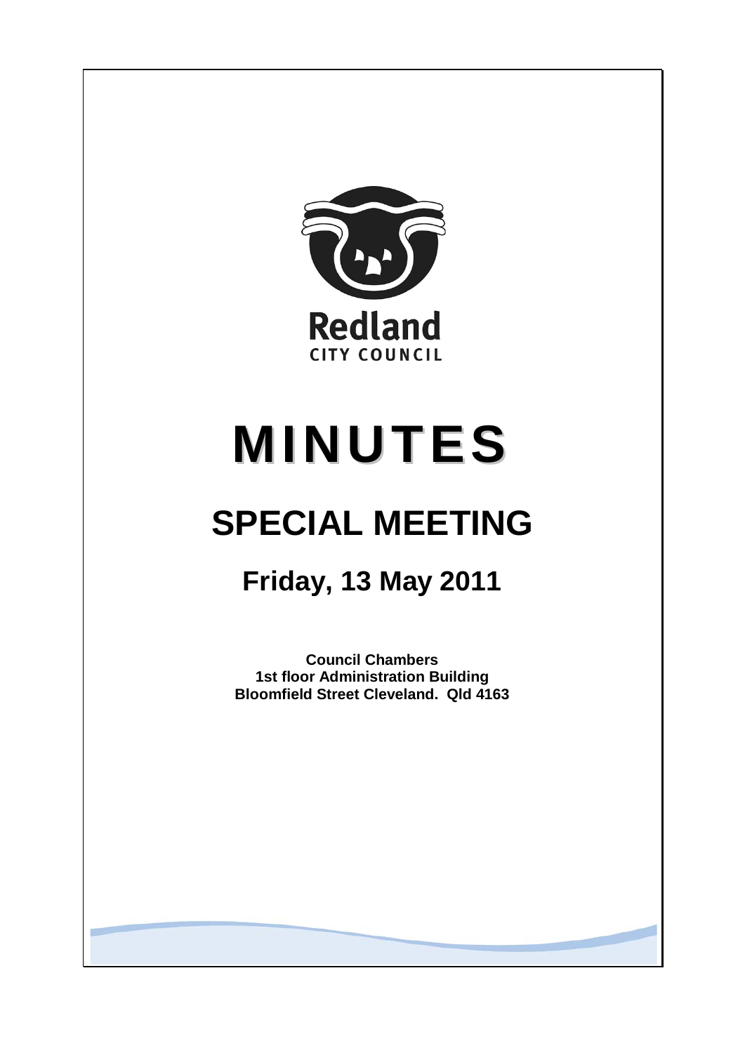Redland

CITY COUNCIL

# MINUTES

# SPECIAL MEETING

## Friday, 13 May 2011

**Council Chambers**
**1st floor Administration Building**
**Bloomfield Street Cleveland. Qld 4163**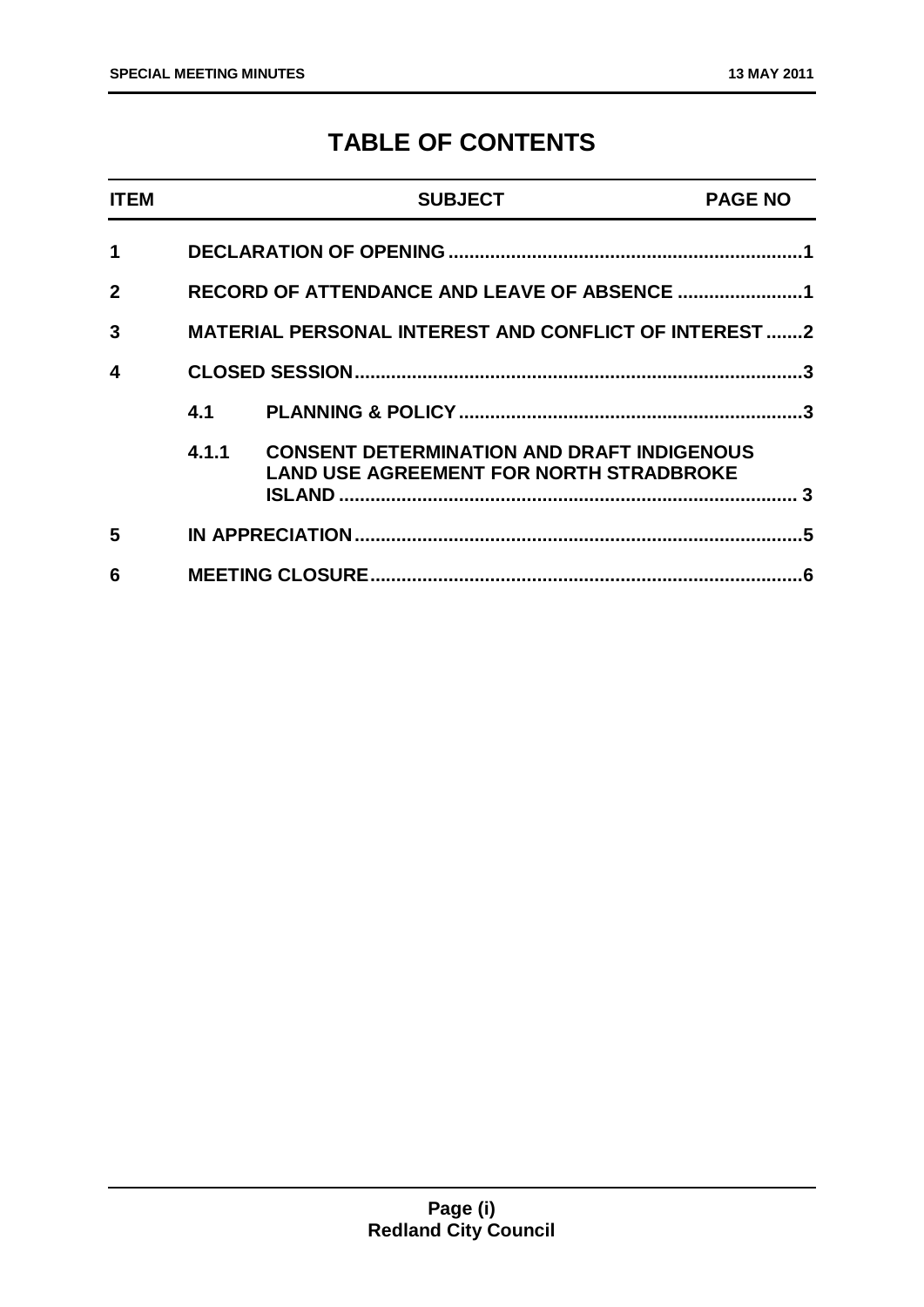# TABLE OF CONTENTS

| ITEM | | SUBJECT | PAGE NO |
|---|---|---|---|
| 1 | | DECLARATION OF OPENING | 1 |
| 2 | | RECORD OF ATTENDANCE AND LEAVE OF ABSENCE | 1 |
| 3 | | MATERIAL PERSONAL INTEREST AND CONFLICT OF INTEREST | 2 |
| 4 | | CLOSED SESSION | 3 |
| | 4.1 | PLANNING & POLICY | 3 |
| | 4.1.1 | CONSENT DETERMINATION AND DRAFT INDIGENOUS LAND USE AGREEMENT FOR NORTH STRADBROKE ISLAND | 3 |
| 5 | | IN APPRECIATION | 5 |
| 6 | | MEETING CLOSURE | 6 |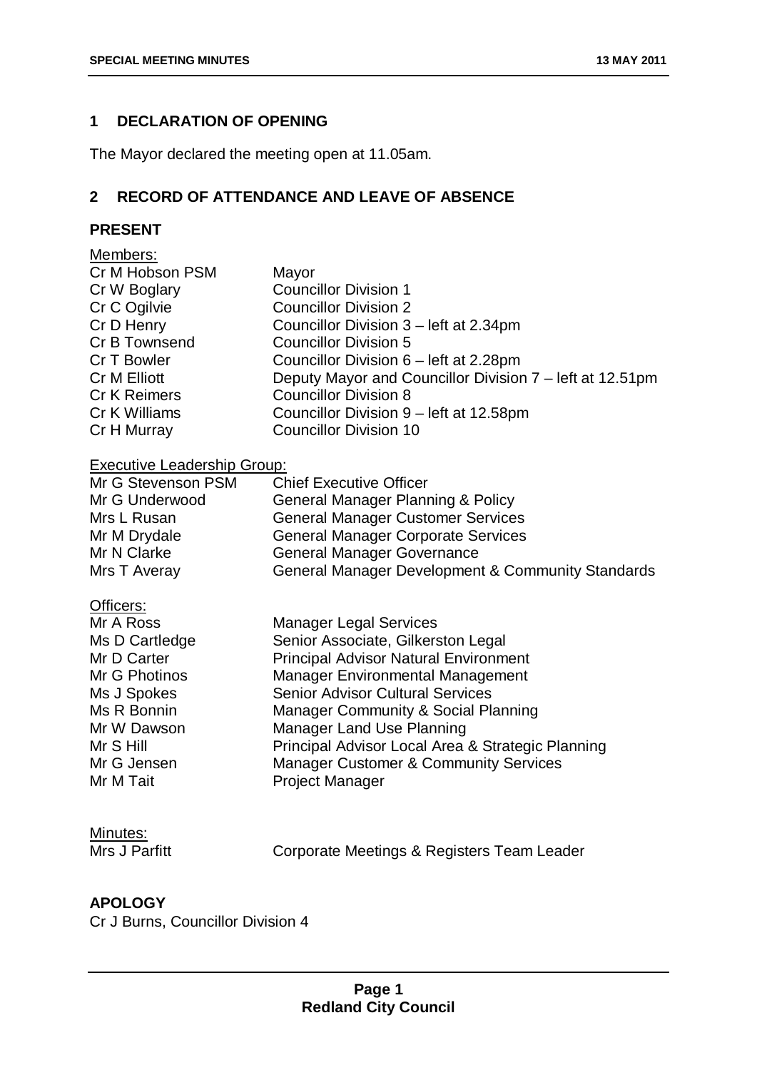## 1 DECLARATION OF OPENING

The Mayor declared the meeting open at 11.05am.

## 2 RECORD OF ATTENDANCE AND LEAVE OF ABSENCE

### PRESENT

Members:

| | |
|---|---|
| Cr M Hobson PSM | Mayor |
| Cr W Boglary | Councillor Division 1 |
| Cr C Ogilvie | Councillor Division 2 |
| Cr D Henry | Councillor Division 3 – left at 2.34pm |
| Cr B Townsend | Councillor Division 5 |
| Cr T Bowler | Councillor Division 6 – left at 2.28pm |
| Cr M Elliott | Deputy Mayor and Councillor Division 7 – left at 12.51pm |
| Cr K Reimers | Councillor Division 8 |
| Cr K Williams | Councillor Division 9 – left at 12.58pm |
| Cr H Murray | Councillor Division 10 |

Executive Leadership Group:

| | |
|---|---|
| Mr G Stevenson PSM | Chief Executive Officer |
| Mr G Underwood | General Manager Planning & Policy |
| Mrs L Rusan | General Manager Customer Services |
| Mr M Drydale | General Manager Corporate Services |
| Mr N Clarke | General Manager Governance |
| Mrs T Averay | General Manager Development & Community Standards |

Officers:

| | |
|---|---|
| Mr A Ross | Manager Legal Services |
| Ms D Cartledge | Senior Associate, Gilkerston Legal |
| Mr D Carter | Principal Advisor Natural Environment |
| Mr G Photinos | Manager Environmental Management |
| Ms J Spokes | Senior Advisor Cultural Services |
| Ms R Bonnin | Manager Community & Social Planning |
| Mr W Dawson | Manager Land Use Planning |
| Mr S Hill | Principal Advisor Local Area & Strategic Planning |
| Mr G Jensen | Manager Customer & Community Services |
| Mr M Tait | Project Manager |

Minutes:

| | |
|---|---|
| Mrs J Parfitt | Corporate Meetings & Registers Team Leader |

### APOLOGY

Cr J Burns, Councillor Division 4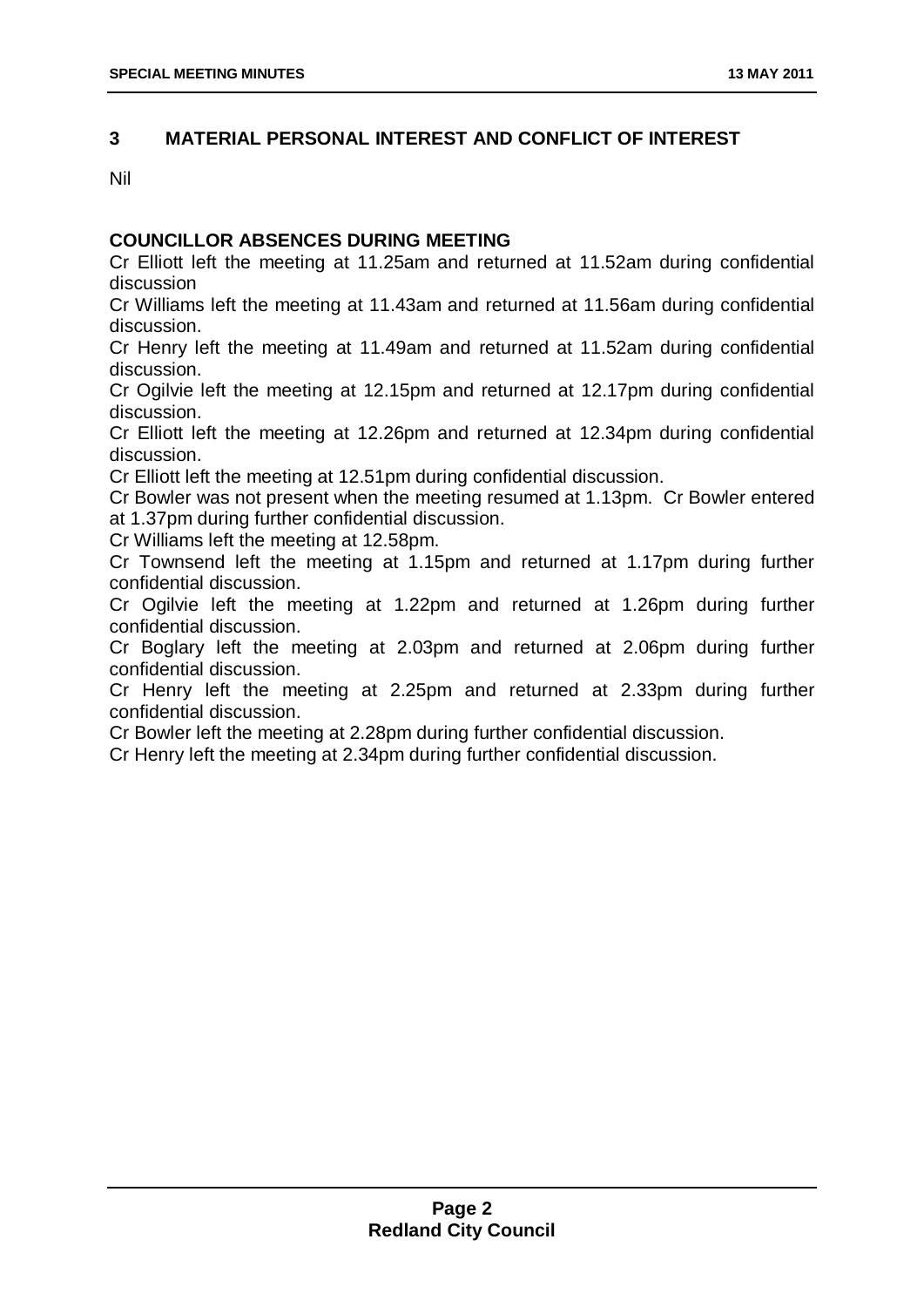## 3 MATERIAL PERSONAL INTEREST AND CONFLICT OF INTEREST

Nil

### COUNCILLOR ABSENCES DURING MEETING

Cr Elliott left the meeting at 11.25am and returned at 11.52am during confidential discussion

Cr Williams left the meeting at 11.43am and returned at 11.56am during confidential discussion.

Cr Henry left the meeting at 11.49am and returned at 11.52am during confidential discussion.

Cr Ogilvie left the meeting at 12.15pm and returned at 12.17pm during confidential discussion.

Cr Elliott left the meeting at 12.26pm and returned at 12.34pm during confidential discussion.

Cr Elliott left the meeting at 12.51pm during confidential discussion.

Cr Bowler was not present when the meeting resumed at 1.13pm. Cr Bowler entered at 1.37pm during further confidential discussion.

Cr Williams left the meeting at 12.58pm.

Cr Townsend left the meeting at 1.15pm and returned at 1.17pm during further confidential discussion.

Cr Ogilvie left the meeting at 1.22pm and returned at 1.26pm during further confidential discussion.

Cr Boglary left the meeting at 2.03pm and returned at 2.06pm during further confidential discussion.

Cr Henry left the meeting at 2.25pm and returned at 2.33pm during further confidential discussion.

Cr Bowler left the meeting at 2.28pm during further confidential discussion.

Cr Henry left the meeting at 2.34pm during further confidential discussion.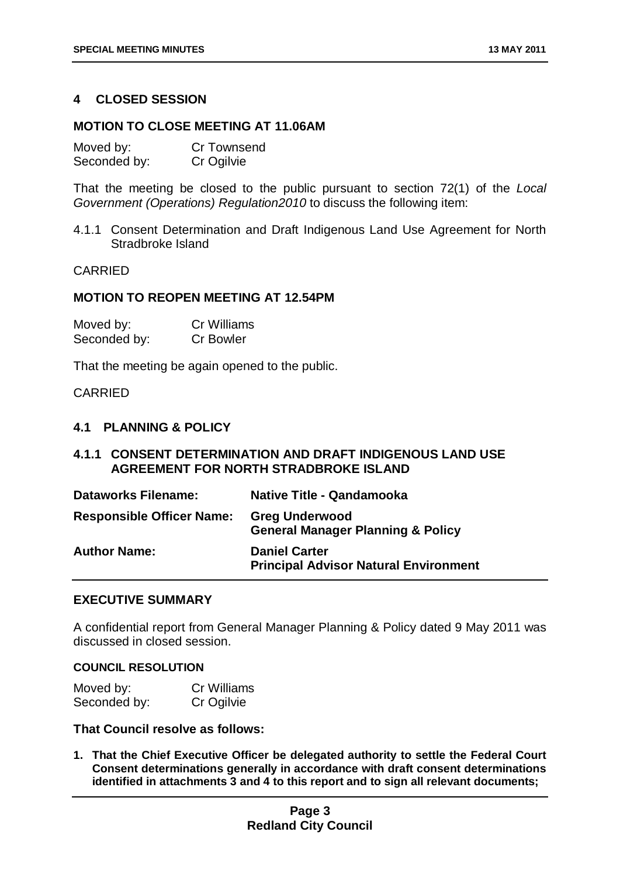## 4 CLOSED SESSION

### MOTION TO CLOSE MEETING AT 11.06AM

Moved by: Cr Townsend
Seconded by: Cr Ogilvie

That the meeting be closed to the public pursuant to section 72(1) of the *Local Government (Operations) Regulation2010* to discuss the following item:

4.1.1 Consent Determination and Draft Indigenous Land Use Agreement for North Stradbroke Island

CARRIED

### MOTION TO REOPEN MEETING AT 12.54PM

Moved by: Cr Williams
Seconded by: Cr Bowler

That the meeting be again opened to the public.

CARRIED

### 4.1 PLANNING & POLICY

### 4.1.1 CONSENT DETERMINATION AND DRAFT INDIGENOUS LAND USE AGREEMENT FOR NORTH STRADBROKE ISLAND

| | |
|---|---|
| **Dataworks Filename:** | **Native Title - Qandamooka** |
| **Responsible Officer Name:** | **Greg Underwood**<br>**General Manager Planning & Policy** |
| **Author Name:** | **Daniel Carter**<br>**Principal Advisor Natural Environment** |

### EXECUTIVE SUMMARY

A confidential report from General Manager Planning & Policy dated 9 May 2011 was discussed in closed session.

#### COUNCIL RESOLUTION

Moved by: Cr Williams
Seconded by: Cr Ogilvie

**That Council resolve as follows:**

1. **That the Chief Executive Officer be delegated authority to settle the Federal Court Consent determinations generally in accordance with draft consent determinations identified in attachments 3 and 4 to this report and to sign all relevant documents;**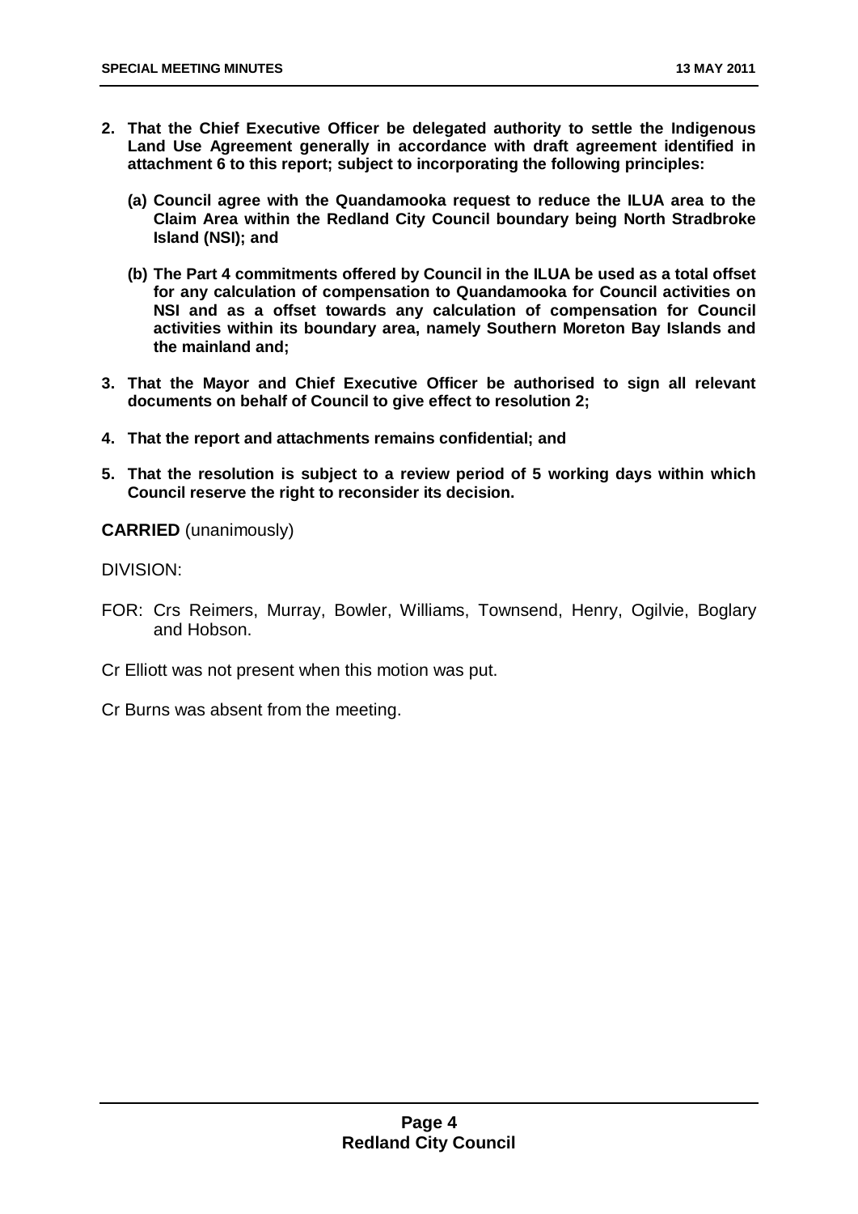2. **That the Chief Executive Officer be delegated authority to settle the Indigenous Land Use Agreement generally in accordance with draft agreement identified in attachment 6 to this report; subject to incorporating the following principles:**

   **(a) Council agree with the Quandamooka request to reduce the ILUA area to the Claim Area within the Redland City Council boundary being North Stradbroke Island (NSI); and**

   **(b) The Part 4 commitments offered by Council in the ILUA be used as a total offset for any calculation of compensation to Quandamooka for Council activities on NSI and as a offset towards any calculation of compensation for Council activities within its boundary area, namely Southern Moreton Bay Islands and the mainland and;**

3. **That the Mayor and Chief Executive Officer be authorised to sign all relevant documents on behalf of Council to give effect to resolution 2;**

4. **That the report and attachments remains confidential; and**

5. **That the resolution is subject to a review period of 5 working days within which Council reserve the right to reconsider its decision.**

**CARRIED** (unanimously)

DIVISION:

FOR: Crs Reimers, Murray, Bowler, Williams, Townsend, Henry, Ogilvie, Boglary and Hobson.

Cr Elliott was not present when this motion was put.

Cr Burns was absent from the meeting.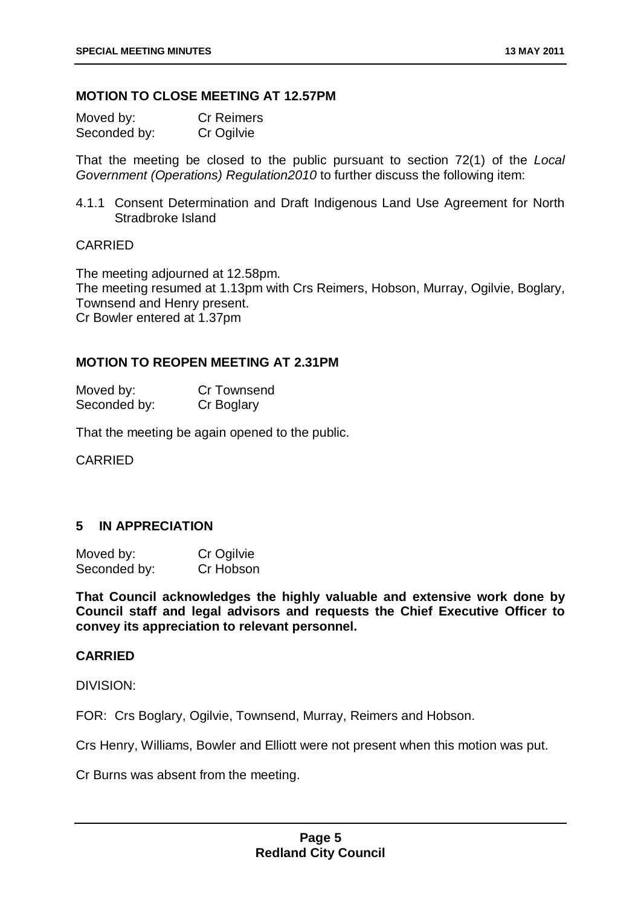**MOTION TO CLOSE MEETING AT 12.57PM**

Moved by: Cr Reimers
Seconded by: Cr Ogilvie

That the meeting be closed to the public pursuant to section 72(1) of the *Local Government (Operations) Regulation2010* to further discuss the following item:

4.1.1 Consent Determination and Draft Indigenous Land Use Agreement for North Stradbroke Island

CARRIED

The meeting adjourned at 12.58pm.
The meeting resumed at 1.13pm with Crs Reimers, Hobson, Murray, Ogilvie, Boglary, Townsend and Henry present.
Cr Bowler entered at 1.37pm

**MOTION TO REOPEN MEETING AT 2.31PM**

Moved by: Cr Townsend
Seconded by: Cr Boglary

That the meeting be again opened to the public.

CARRIED

## 5 IN APPRECIATION

Moved by: Cr Ogilvie
Seconded by: Cr Hobson

**That Council acknowledges the highly valuable and extensive work done by Council staff and legal advisors and requests the Chief Executive Officer to convey its appreciation to relevant personnel.**

**CARRIED**

DIVISION:

FOR: Crs Boglary, Ogilvie, Townsend, Murray, Reimers and Hobson.

Crs Henry, Williams, Bowler and Elliott were not present when this motion was put.

Cr Burns was absent from the meeting.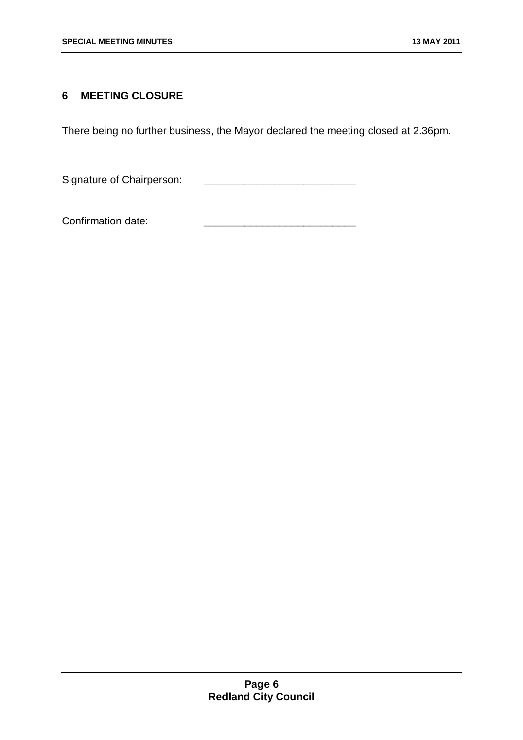## 6 MEETING CLOSURE

There being no further business, the Mayor declared the meeting closed at 2.36pm.

Signature of Chairperson: ___________________________

Confirmation date: ___________________________